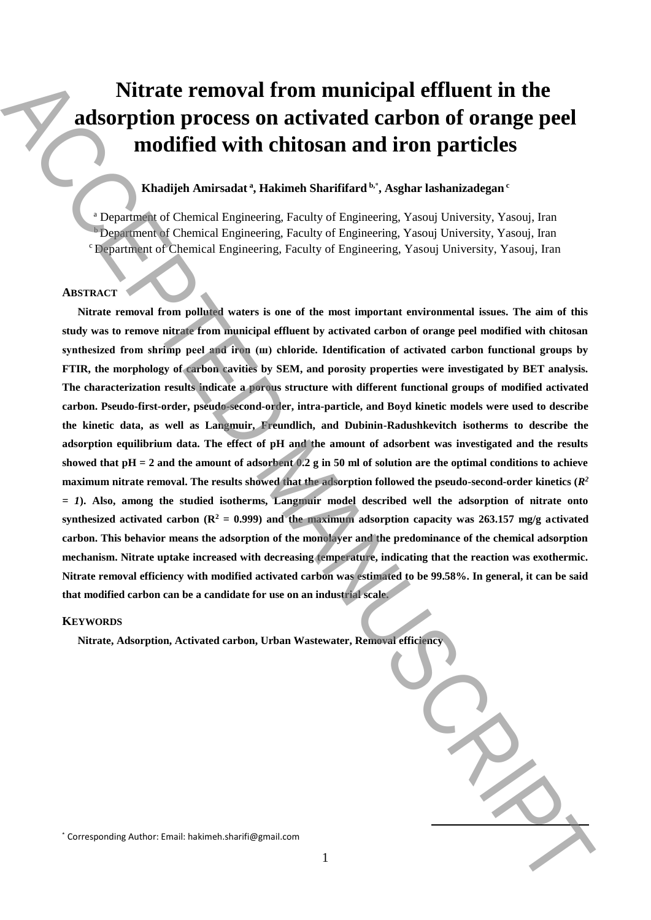# Nitrate removal from municipal effluent in the adsorption process on activated carbon of orange peel modified with chitosan and iron particles

**Khadijeh Amirsadat [a], Hakimeh Sharififard [b,*], Asghar lashanizadegan [c]**

[a] Department of Chemical Engineering, Faculty of Engineering, Yasouj University, Yasouj, Iran
[b] Department of Chemical Engineering, Faculty of Engineering, Yasouj University, Yasouj, Iran
[c] Department of Chemical Engineering, Faculty of Engineering, Yasouj University, Yasouj, Iran

## ABSTRACT

**Nitrate removal from polluted waters is one of the most important environmental issues. The aim of this study was to remove nitrate from municipal effluent by activated carbon of orange peel modified with chitosan synthesized from shrimp peel and iron (III) chloride. Identification of activated carbon functional groups by FTIR, the morphology of carbon cavities by SEM, and porosity properties were investigated by BET analysis. The characterization results indicate a porous structure with different functional groups of modified activated carbon. Pseudo-first-order, pseudo-second-order, intra-particle, and Boyd kinetic models were used to describe the kinetic data, as well as Langmuir, Freundlich, and Dubinin-Radushkevitch isotherms to describe the adsorption equilibrium data. The effect of pH and the amount of adsorbent was investigated and the results showed that pH = 2 and the amount of adsorbent 0.2 g in 50 ml of solution are the optimal conditions to achieve maximum nitrate removal. The results showed that the adsorption followed the pseudo-second-order kinetics ($R^2 = 1$). Also, among the studied isotherms, Langmuir model described well the adsorption of nitrate onto synthesized activated carbon ($R^2 = 0.999$) and the maximum adsorption capacity was 263.157 mg/g activated carbon. This behavior means the adsorption of the monolayer and the predominance of the chemical adsorption mechanism. Nitrate uptake increased with decreasing temperature, indicating that the reaction was exothermic. Nitrate removal efficiency with modified activated carbon was estimated to be 99.58%. In general, it can be said that modified carbon can be a candidate for use on an industrial scale.**

## KEYWORDS

**Nitrate, Adsorption, Activated carbon, Urban Wastewater, Removal efficiency**

[*] Corresponding Author: Email: hakimeh.sharifi@gmail.com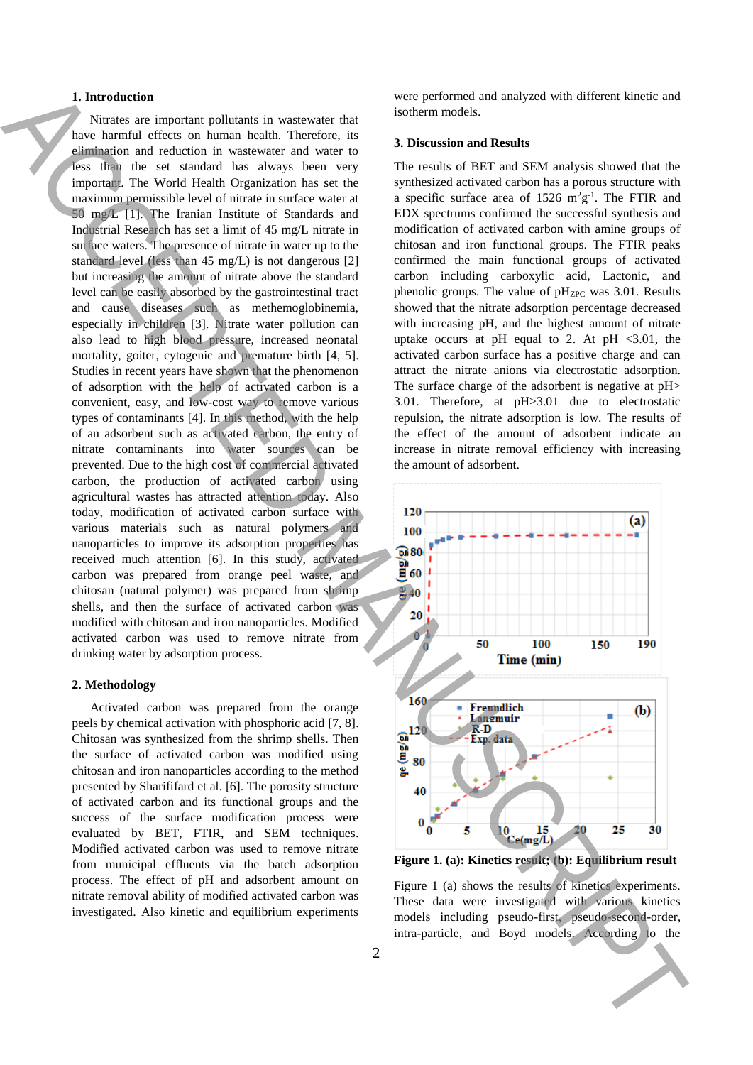## 1. Introduction

Nitrates are important pollutants in wastewater that have harmful effects on human health. Therefore, its elimination and reduction in wastewater and water to less than the set standard has always been very important. The World Health Organization has set the maximum permissible level of nitrate in surface water at 50 mg/L [1]. The Iranian Institute of Standards and Industrial Research has set a limit of 45 mg/L nitrate in surface waters. The presence of nitrate in water up to the standard level (less than 45 mg/L) is not dangerous [2] but increasing the amount of nitrate above the standard level can be easily absorbed by the gastrointestinal tract and cause diseases such as methemoglobinemia, especially in children [3]. Nitrate water pollution can also lead to high blood pressure, increased neonatal mortality, goiter, cytogenic and premature birth [4, 5]. Studies in recent years have shown that the phenomenon of adsorption with the help of activated carbon is a convenient, easy, and low-cost way to remove various types of contaminants [4]. In this method, with the help of an adsorbent such as activated carbon, the entry of nitrate contaminants into water sources can be prevented. Due to the high cost of commercial activated carbon, the production of activated carbon using agricultural wastes has attracted attention today. Also today, modification of activated carbon surface with various materials such as natural polymers and nanoparticles to improve its adsorption properties has received much attention [6]. In this study, activated carbon was prepared from orange peel waste, and chitosan (natural polymer) was prepared from shrimp shells, and then the surface of activated carbon was modified with chitosan and iron nanoparticles. Modified activated carbon was used to remove nitrate from drinking water by adsorption process.

## 2. Methodology

Activated carbon was prepared from the orange peels by chemical activation with phosphoric acid [7, 8]. Chitosan was synthesized from the shrimp shells. Then the surface of activated carbon was modified using chitosan and iron nanoparticles according to the method presented by Sharififard et al. [6]. The porosity structure of activated carbon and its functional groups and the success of the surface modification process were evaluated by BET, FTIR, and SEM techniques. Modified activated carbon was used to remove nitrate from municipal effluents via the batch adsorption process. The effect of pH and adsorbent amount on nitrate removal ability of modified activated carbon was investigated. Also kinetic and equilibrium experiments were performed and analyzed with different kinetic and isotherm models.

## 3. Discussion and Results

The results of BET and SEM analysis showed that the synthesized activated carbon has a porous structure with a specific surface area of 1526 $m^2g^{-1}$. The FTIR and EDX spectrums confirmed the successful synthesis and modification of activated carbon with amine groups of chitosan and iron functional groups. The FTIR peaks confirmed the main functional groups of activated carbon including carboxylic acid, Lactonic, and phenolic groups. The value of $pH_{ZPC}$ was 3.01. Results showed that the nitrate adsorption percentage decreased with increasing pH, and the highest amount of nitrate uptake occurs at pH equal to 2. At pH <3.01, the activated carbon surface has a positive charge and can attract the nitrate anions via electrostatic adsorption. The surface charge of the adsorbent is negative at pH> 3.01. Therefore, at pH>3.01 due to electrostatic repulsion, the nitrate adsorption is low. The results of the effect of the amount of adsorbent indicate an increase in nitrate removal efficiency with increasing the amount of adsorbent.

**Figure 1. (a): Kinetics result; (b): Equilibrium result**

Figure 1 (a) shows the results of kinetics experiments. These data were investigated with various kinetics models including pseudo-first, pseudo-second-order, intra-particle, and Boyd models. According to the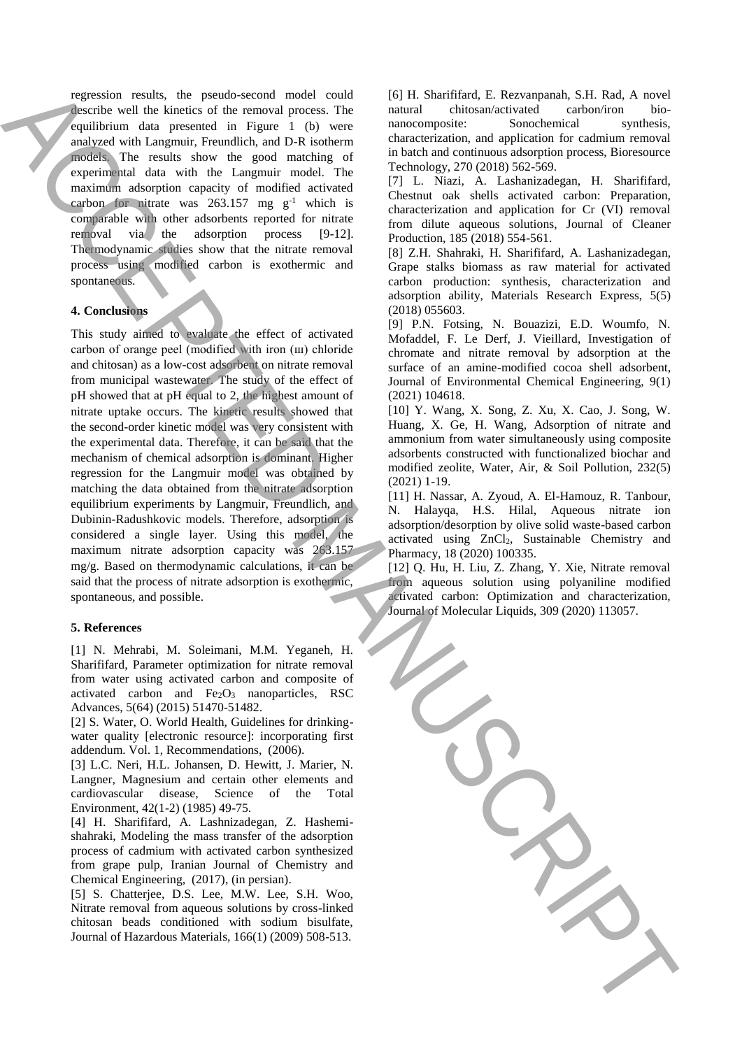regression results, the pseudo-second model could describe well the kinetics of the removal process. The equilibrium data presented in Figure 1 (b) were analyzed with Langmuir, Freundlich, and D-R isotherm models. The results show the good matching of experimental data with the Langmuir model. The maximum adsorption capacity of modified activated carbon for nitrate was 263.157 mg $g^{-1}$ which is comparable with other adsorbents reported for nitrate removal via the adsorption process [9-12]. Thermodynamic studies show that the nitrate removal process using modified carbon is exothermic and spontaneous.

## 4. Conclusions

This study aimed to evaluate the effect of activated carbon of orange peel (modified with iron (ш) chloride and chitosan) as a low-cost adsorbent on nitrate removal from municipal wastewater. The study of the effect of pH showed that at pH equal to 2, the highest amount of nitrate uptake occurs. The kinetic results showed that the second-order kinetic model was very consistent with the experimental data. Therefore, it can be said that the mechanism of chemical adsorption is dominant. Higher regression for the Langmuir model was obtained by matching the data obtained from the nitrate adsorption equilibrium experiments by Langmuir, Freundlich, and Dubinin-Radushkovic models. Therefore, adsorption is considered a single layer. Using this model, the maximum nitrate adsorption capacity was 263.157 mg/g. Based on thermodynamic calculations, it can be said that the process of nitrate adsorption is exothermic, spontaneous, and possible.

## 5. References

[1] N. Mehrabi, M. Soleimani, M.M. Yeganeh, H. Sharififard, Parameter optimization for nitrate removal from water using activated carbon and composite of activated carbon and $Fe_2O_3$ nanoparticles, RSC Advances, 5(64) (2015) 51470-51482.

[2] S. Water, O. World Health, Guidelines for drinking-water quality [electronic resource]: incorporating first addendum. Vol. 1, Recommendations, (2006).

[3] L.C. Neri, H.L. Johansen, D. Hewitt, J. Marier, N. Langner, Magnesium and certain other elements and cardiovascular disease, Science of the Total Environment, 42(1-2) (1985) 49-75.

[4] H. Sharififard, A. Lashnizadegan, Z. Hashemi-shahraki, Modeling the mass transfer of the adsorption process of cadmium with activated carbon synthesized from grape pulp, Iranian Journal of Chemistry and Chemical Engineering, (2017), (in persian).

[5] S. Chatterjee, D.S. Lee, M.W. Lee, S.H. Woo, Nitrate removal from aqueous solutions by cross-linked chitosan beads conditioned with sodium bisulfate, Journal of Hazardous Materials, 166(1) (2009) 508-513.

[6] H. Sharififard, E. Rezvanpanah, S.H. Rad, A novel natural chitosan/activated carbon/iron bio-nanocomposite: Sonochemical synthesis, characterization, and application for cadmium removal in batch and continuous adsorption process, Bioresource Technology, 270 (2018) 562-569.

[7] L. Niazi, A. Lashanizadegan, H. Sharififard, Chestnut oak shells activated carbon: Preparation, characterization and application for Cr (VI) removal from dilute aqueous solutions, Journal of Cleaner Production, 185 (2018) 554-561.

[8] Z.H. Shahraki, H. Sharififard, A. Lashanizadegan, Grape stalks biomass as raw material for activated carbon production: synthesis, characterization and adsorption ability, Materials Research Express, 5(5) (2018) 055603.

[9] P.N. Fotsing, N. Bouazizi, E.D. Woumfo, N. Mofaddel, F. Le Derf, J. Vieillard, Investigation of chromate and nitrate removal by adsorption at the surface of an amine-modified cocoa shell adsorbent, Journal of Environmental Chemical Engineering, 9(1) (2021) 104618.

[10] Y. Wang, X. Song, Z. Xu, X. Cao, J. Song, W. Huang, X. Ge, H. Wang, Adsorption of nitrate and ammonium from water simultaneously using composite adsorbents constructed with functionalized biochar and modified zeolite, Water, Air, & Soil Pollution, 232(5) (2021) 1-19.

[11] H. Nassar, A. Zyoud, A. El-Hamouz, R. Tanbour, N. Halayqa, H.S. Hilal, Aqueous nitrate ion adsorption/desorption by olive solid waste-based carbon activated using $ZnCl_2$, Sustainable Chemistry and Pharmacy, 18 (2020) 100335.

[12] Q. Hu, H. Liu, Z. Zhang, Y. Xie, Nitrate removal from aqueous solution using polyaniline modified activated carbon: Optimization and characterization, Journal of Molecular Liquids, 309 (2020) 113057.